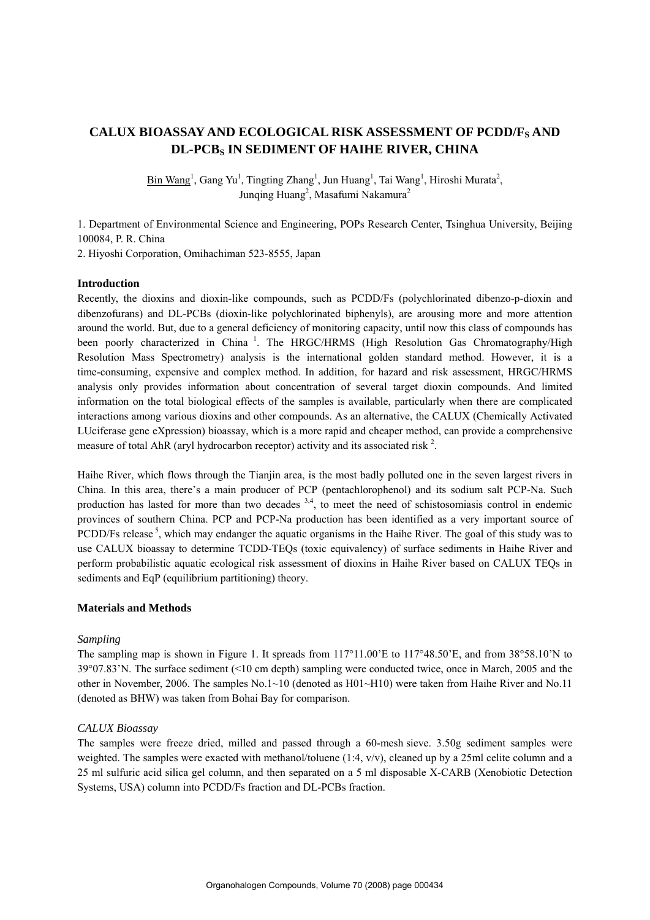# CALUX BIOASSAY AND ECOLOGICAL RISK ASSESSMENT OF PCDD/F$_S$ AND DL-PCB$_S$ IN SEDIMENT OF HAIHE RIVER, CHINA

Bin Wang[1], Gang Yu[1], Tingting Zhang[1], Jun Huang[1], Tai Wang[1], Hiroshi Murata[2], Junqing Huang[2], Masafumi Nakamura[2]

1. Department of Environmental Science and Engineering, POPs Research Center, Tsinghua University, Beijing 100084, P. R. China
2. Hiyoshi Corporation, Omihachiman 523-8555, Japan

## Introduction

Recently, the dioxins and dioxin-like compounds, such as PCDD/Fs (polychlorinated dibenzo-p-dioxin and dibenzofurans) and DL-PCBs (dioxin-like polychlorinated biphenyls), are arousing more and more attention around the world. But, due to a general deficiency of monitoring capacity, until now this class of compounds has been poorly characterized in China [1]. The HRGC/HRMS (High Resolution Gas Chromatography/High Resolution Mass Spectrometry) analysis is the international golden standard method. However, it is a time-consuming, expensive and complex method. In addition, for hazard and risk assessment, HRGC/HRMS analysis only provides information about concentration of several target dioxin compounds. And limited information on the total biological effects of the samples is available, particularly when there are complicated interactions among various dioxins and other compounds. As an alternative, the CALUX (Chemically Activated LUciferase gene eXpression) bioassay, which is a more rapid and cheaper method, can provide a comprehensive measure of total AhR (aryl hydrocarbon receptor) activity and its associated risk [2].

Haihe River, which flows through the Tianjin area, is the most badly polluted one in the seven largest rivers in China. In this area, there's a main producer of PCP (pentachlorophenol) and its sodium salt PCP-Na. Such production has lasted for more than two decades [3,4], to meet the need of schistosomiasis control in endemic provinces of southern China. PCP and PCP-Na production has been identified as a very important source of PCDD/Fs release [5], which may endanger the aquatic organisms in the Haihe River. The goal of this study was to use CALUX bioassay to determine TCDD-TEQs (toxic equivalency) of surface sediments in Haihe River and perform probabilistic aquatic ecological risk assessment of dioxins in Haihe River based on CALUX TEQs in sediments and EqP (equilibrium partitioning) theory.

## Materials and Methods

### *Sampling*

The sampling map is shown in Figure 1. It spreads from 117°11.00'E to 117°48.50'E, and from 38°58.10'N to 39°07.83'N. The surface sediment (<10 cm depth) sampling were conducted twice, once in March, 2005 and the other in November, 2006. The samples No.1~10 (denoted as H01~H10) were taken from Haihe River and No.11 (denoted as BHW) was taken from Bohai Bay for comparison.

### *CALUX Bioassay*

The samples were freeze dried, milled and passed through a 60-mesh sieve. 3.50g sediment samples were weighted. The samples were exacted with methanol/toluene (1:4, v/v), cleaned up by a 25ml celite column and a 25 ml sulfuric acid silica gel column, and then separated on a 5 ml disposable X-CARB (Xenobiotic Detection Systems, USA) column into PCDD/Fs fraction and DL-PCBs fraction.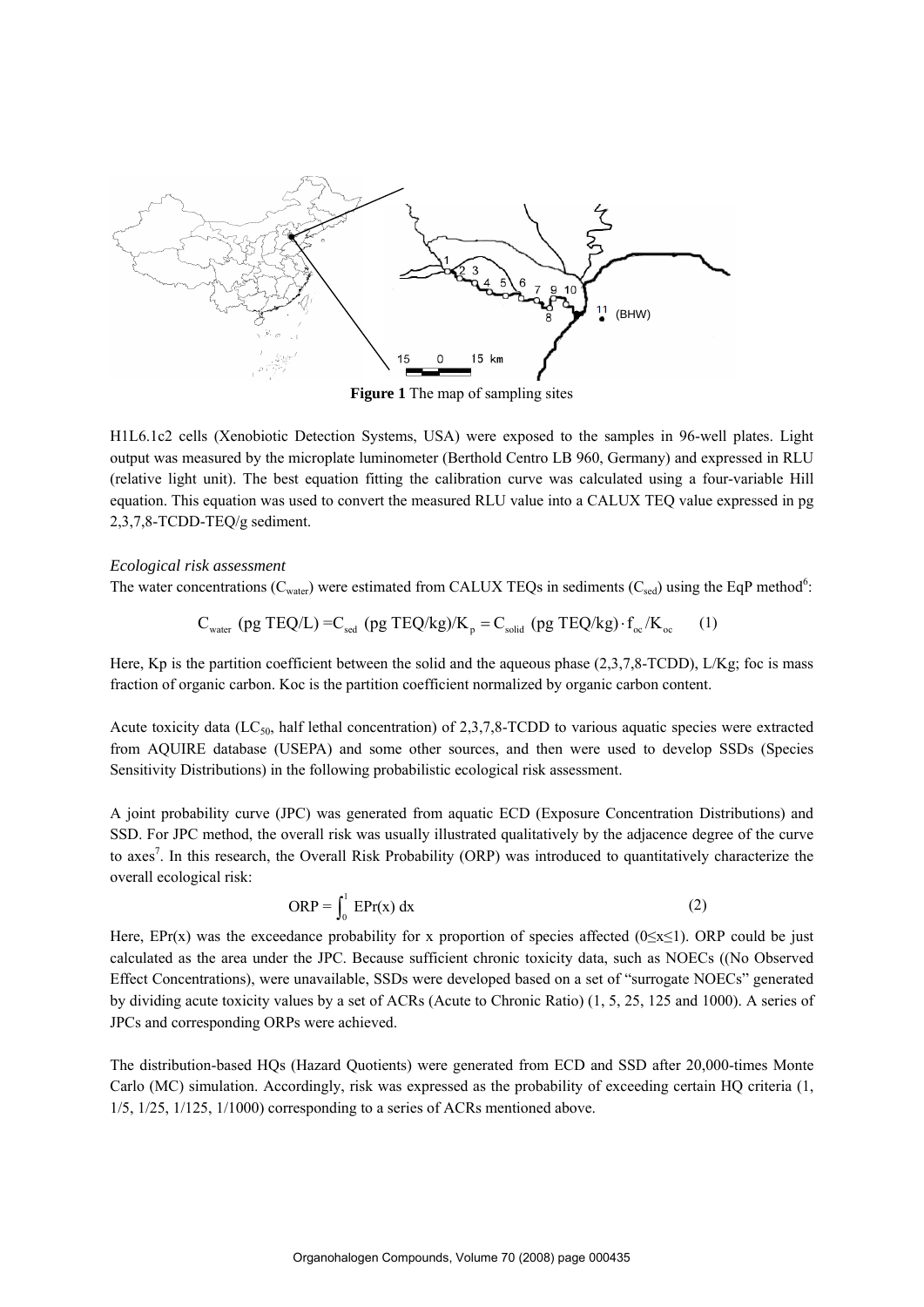**Figure 1** The map of sampling sites

H1L6.1c2 cells (Xenobiotic Detection Systems, USA) were exposed to the samples in 96-well plates. Light output was measured by the microplate luminometer (Berthold Centro LB 960, Germany) and expressed in RLU (relative light unit). The best equation fitting the calibration curve was calculated using a four-variable Hill equation. This equation was used to convert the measured RLU value into a CALUX TEQ value expressed in pg 2,3,7,8-TCDD-TEQ/g sediment.

*Ecological risk assessment*

The water concentrations ($C_{water}$) were estimated from CALUX TEQs in sediments ($C_{sed}$) using the EqP method[6]:

$$C_{water}\ (\text{pg TEQ/L}) = C_{sed}\ (\text{pg TEQ/kg})/K_p = C_{solid}\ (\text{pg TEQ/kg}) \cdot f_{oc}/K_{oc} \qquad (1)$$

Here, Kp is the partition coefficient between the solid and the aqueous phase (2,3,7,8-TCDD), L/Kg; foc is mass fraction of organic carbon. Koc is the partition coefficient normalized by organic carbon content.

Acute toxicity data ($LC_{50}$, half lethal concentration) of 2,3,7,8-TCDD to various aquatic species were extracted from AQUIRE database (USEPA) and some other sources, and then were used to develop SSDs (Species Sensitivity Distributions) in the following probabilistic ecological risk assessment.

A joint probability curve (JPC) was generated from aquatic ECD (Exposure Concentration Distributions) and SSD. For JPC method, the overall risk was usually illustrated qualitatively by the adjacence degree of the curve to axes[7]. In this research, the Overall Risk Probability (ORP) was introduced to quantitatively characterize the overall ecological risk:

$$\text{ORP} = \int_0^1 \text{EPr}(x)\,dx \qquad (2)$$

Here, EPr(x) was the exceedance probability for x proportion of species affected ($0 \leq x \leq 1$). ORP could be just calculated as the area under the JPC. Because sufficient chronic toxicity data, such as NOECs ((No Observed Effect Concentrations), were unavailable, SSDs were developed based on a set of "surrogate NOECs" generated by dividing acute toxicity values by a set of ACRs (Acute to Chronic Ratio) (1, 5, 25, 125 and 1000). A series of JPCs and corresponding ORPs were achieved.

The distribution-based HQs (Hazard Quotients) were generated from ECD and SSD after 20,000-times Monte Carlo (MC) simulation. Accordingly, risk was expressed as the probability of exceeding certain HQ criteria (1, 1/5, 1/25, 1/125, 1/1000) corresponding to a series of ACRs mentioned above.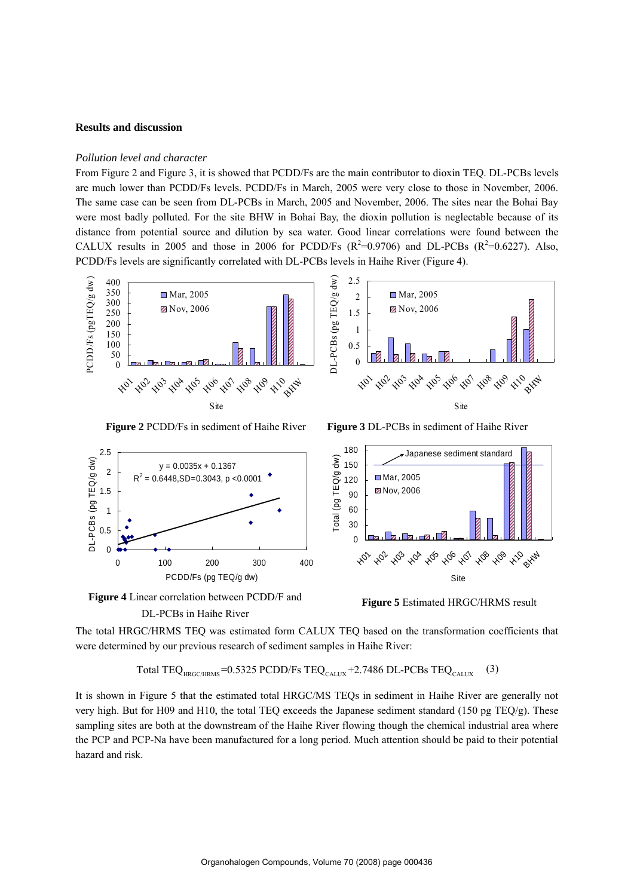## Results and discussion

### *Pollution level and character*

From Figure 2 and Figure 3, it is showed that PCDD/Fs are the main contributor to dioxin TEQ. DL-PCBs levels are much lower than PCDD/Fs levels. PCDD/Fs in March, 2005 were very close to those in November, 2006. The same case can be seen from DL-PCBs in March, 2005 and November, 2006. The sites near the Bohai Bay were most badly polluted. For the site BHW in Bohai Bay, the dioxin pollution is neglectable because of its distance from potential source and dilution by sea water. Good linear correlations were found between the CALUX results in 2005 and those in 2006 for PCDD/Fs ($R^2$=0.9706) and DL-PCBs ($R^2$=0.6227). Also, PCDD/Fs levels are significantly correlated with DL-PCBs levels in Haihe River (Figure 4).

**Figure 2** PCDD/Fs in sediment of Haihe River

**Figure 3** DL-PCBs in sediment of Haihe River

**Figure 4** Linear correlation between PCDD/F and DL-PCBs in Haihe River

**Figure 5** Estimated HRGC/HRMS result

The total HRGC/HRMS TEQ was estimated form CALUX TEQ based on the transformation coefficients that were determined by our previous research of sediment samples in Haihe River:

$$\text{Total TEQ}_{\text{HRGC/HRMS}} = 0.5325 \text{ PCDD/Fs TEQ}_{\text{CALUX}} + 2.7486 \text{ DL-PCBs TEQ}_{\text{CALUX}} \quad (3)$$

It is shown in Figure 5 that the estimated total HRGC/MS TEQs in sediment in Haihe River are generally not very high. But for H09 and H10, the total TEQ exceeds the Japanese sediment standard (150 pg TEQ/g). These sampling sites are both at the downstream of the Haihe River flowing though the chemical industrial area where the PCP and PCP-Na have been manufactured for a long period. Much attention should be paid to their potential hazard and risk.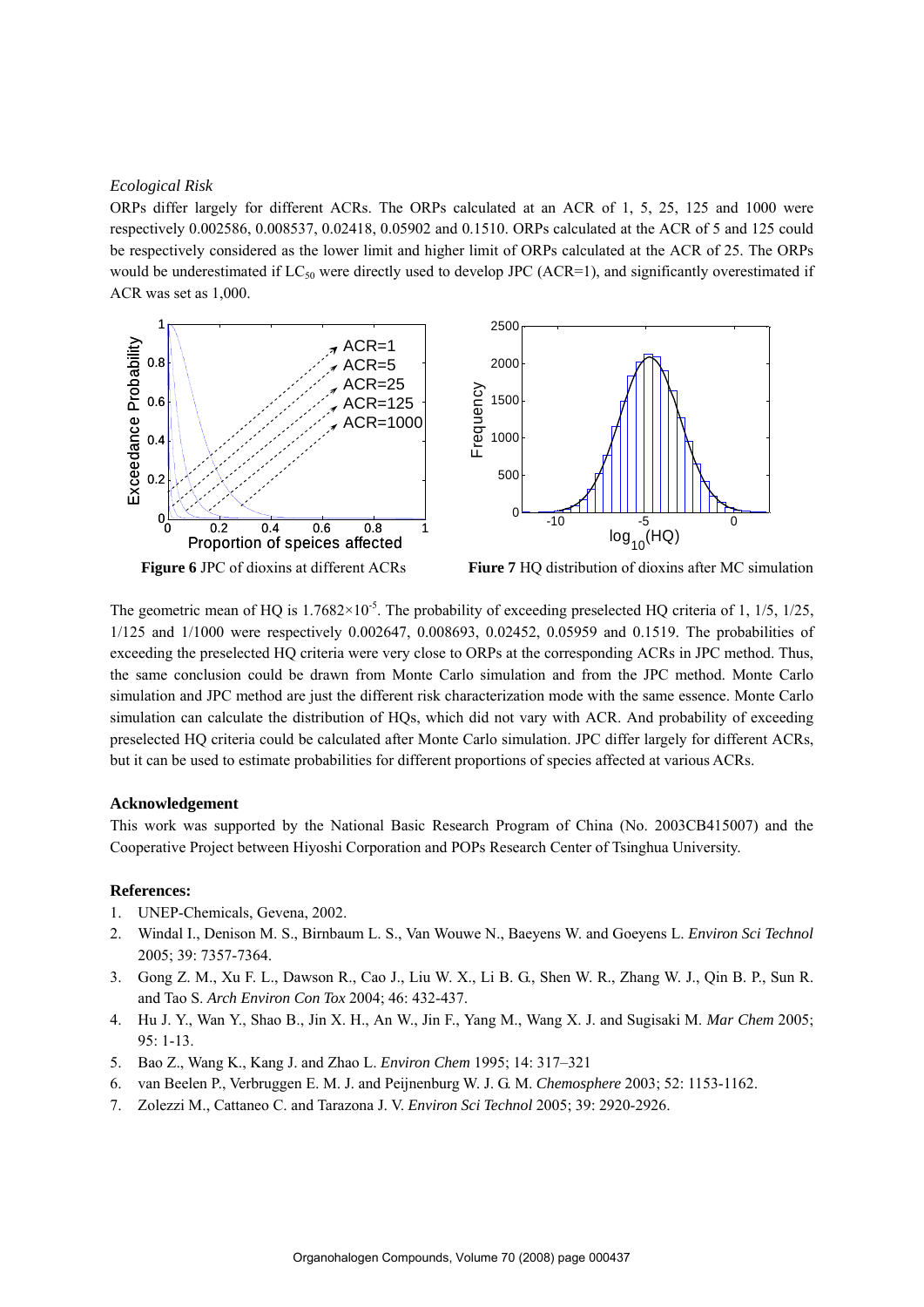*Ecological Risk*

ORPs differ largely for different ACRs. The ORPs calculated at an ACR of 1, 5, 25, 125 and 1000 were respectively 0.002586, 0.008537, 0.02418, 0.05902 and 0.1510. ORPs calculated at the ACR of 5 and 125 could be respectively considered as the lower limit and higher limit of ORPs calculated at the ACR of 25. The ORPs would be underestimated if $LC_{50}$ were directly used to develop JPC (ACR=1), and significantly overestimated if ACR was set as 1,000.

Exceedance Probability

1
0.8
0.6
0.4
0.2
0

ACR=1
ACR=5
ACR=25
ACR=125
ACR=1000

0 0.2 0.4 0.6 0.8 1

Proportion of speices affected

**Figure 6** JPC of dioxins at different ACRs

Frequency

2500
2000
1500
1000
500
0

-10 -5 0

$\log_{10}$(HQ)

**Fiure 7** HQ distribution of dioxins after MC simulation

The geometric mean of HQ is $1.7682\times10^{-5}$. The probability of exceeding preselected HQ criteria of 1, 1/5, 1/25, 1/125 and 1/1000 were respectively 0.002647, 0.008693, 0.02452, 0.05959 and 0.1519. The probabilities of exceeding the preselected HQ criteria were very close to ORPs at the corresponding ACRs in JPC method. Thus, the same conclusion could be drawn from Monte Carlo simulation and from the JPC method. Monte Carlo simulation and JPC method are just the different risk characterization mode with the same essence. Monte Carlo simulation can calculate the distribution of HQs, which did not vary with ACR. And probability of exceeding preselected HQ criteria could be calculated after Monte Carlo simulation. JPC differ largely for different ACRs, but it can be used to estimate probabilities for different proportions of species affected at various ACRs.

**Acknowledgement**

This work was supported by the National Basic Research Program of China (No. 2003CB415007) and the Cooperative Project between Hiyoshi Corporation and POPs Research Center of Tsinghua University.

**References:**

1. UNEP-Chemicals, Gevena, 2002.
2. Windal I., Denison M. S., Birnbaum L. S., Van Wouwe N., Baeyens W. and Goeyens L. *Environ Sci Technol* 2005; 39: 7357-7364.
3. Gong Z. M., Xu F. L., Dawson R., Cao J., Liu W. X., Li B. G., Shen W. R., Zhang W. J., Qin B. P., Sun R. and Tao S. *Arch Environ Con Tox* 2004; 46: 432-437.
4. Hu J. Y., Wan Y., Shao B., Jin X. H., An W., Jin F., Yang M., Wang X. J. and Sugisaki M. *Mar Chem* 2005; 95: 1-13.
5. Bao Z., Wang K., Kang J. and Zhao L. *Environ Chem* 1995; 14: 317–321
6. van Beelen P., Verbruggen E. M. J. and Peijnenburg W. J. G. M. *Chemosphere* 2003; 52: 1153-1162.
7. Zolezzi M., Cattaneo C. and Tarazona J. V. *Environ Sci Technol* 2005; 39: 2920-2926.